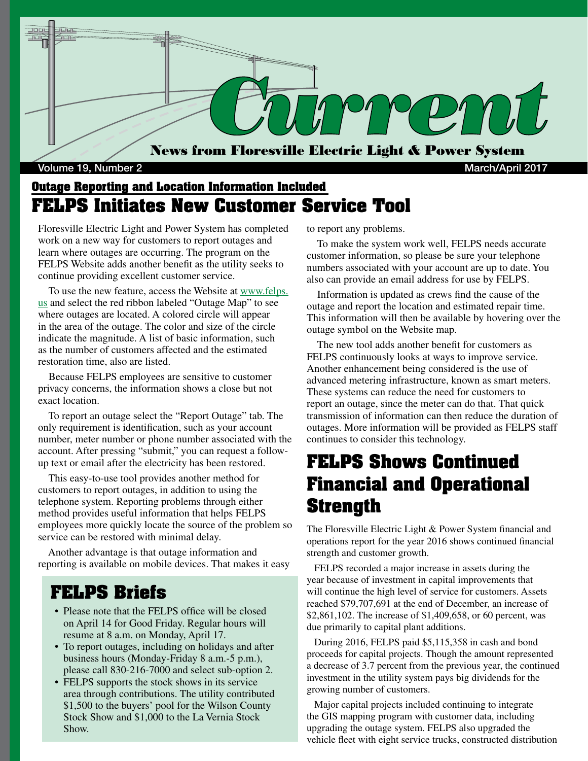# Current

News from Floresville Electric Light & Power System

Volume 19, Number 2 — March/April 2017

### Outage Reporting and Location Information Included

## FELPS Initiates New Customer Service Tool

Floresville Electric Light and Power System has completed work on a new way for customers to report outages and learn where outages are occurring. The program on the FELPS Website adds another benefit as the utility seeks to continue providing excellent customer service.

To use the new feature, access the Website at www.felps.us and select the red ribbon labeled "Outage Map" to see where outages are located. A colored circle will appear in the area of the outage. The color and size of the circle indicate the magnitude. A list of basic information, such as the number of customers affected and the estimated restoration time, also are listed.

Because FELPS employees are sensitive to customer privacy concerns, the information shows a close but not exact location.

To report an outage select the "Report Outage" tab. The only requirement is identification, such as your account number, meter number or phone number associated with the account. After pressing "submit," you can request a follow-up text or email after the electricity has been restored.

This easy-to-use tool provides another method for customers to report outages, in addition to using the telephone system. Reporting problems through either method provides useful information that helps FELPS employees more quickly locate the source of the problem so service can be restored with minimal delay.

Another advantage is that outage information and reporting is available on mobile devices. That makes it easy to report any problems.

To make the system work well, FELPS needs accurate customer information, so please be sure your telephone numbers associated with your account are up to date. You also can provide an email address for use by FELPS.

Information is updated as crews find the cause of the outage and report the location and estimated repair time. This information will then be available by hovering over the outage symbol on the Website map.

The new tool adds another benefit for customers as FELPS continuously looks at ways to improve service. Another enhancement being considered is the use of advanced metering infrastructure, known as smart meters. These systems can reduce the need for customers to report an outage, since the meter can do that. That quick transmission of information can then reduce the duration of outages. More information will be provided as FELPS staff continues to consider this technology.

## FELPS Briefs

- Please note that the FELPS office will be closed on April 14 for Good Friday. Regular hours will resume at 8 a.m. on Monday, April 17.
- To report outages, including on holidays and after business hours (Monday-Friday 8 a.m.-5 p.m.), please call 830-216-7000 and select sub-option 2.
- FELPS supports the stock shows in its service area through contributions. The utility contributed $1,500 to the buyers' pool for the Wilson County Stock Show and $1,000 to the La Vernia Stock Show.

## FELPS Shows Continued Financial and Operational Strength

The Floresville Electric Light & Power System financial and operations report for the year 2016 shows continued financial strength and customer growth.

FELPS recorded a major increase in assets during the year because of investment in capital improvements that will continue the high level of service for customers. Assets reached $79,707,691 at the end of December, an increase of $2,861,102. The increase of $1,409,658, or 60 percent, was due primarily to capital plant additions.

During 2016, FELPS paid $5,115,358 in cash and bond proceeds for capital projects. Though the amount represented a decrease of 3.7 percent from the previous year, the continued investment in the utility system pays big dividends for the growing number of customers.

Major capital projects included continuing to integrate the GIS mapping program with customer data, including upgrading the outage system. FELPS also upgraded the vehicle fleet with eight service trucks, constructed distribution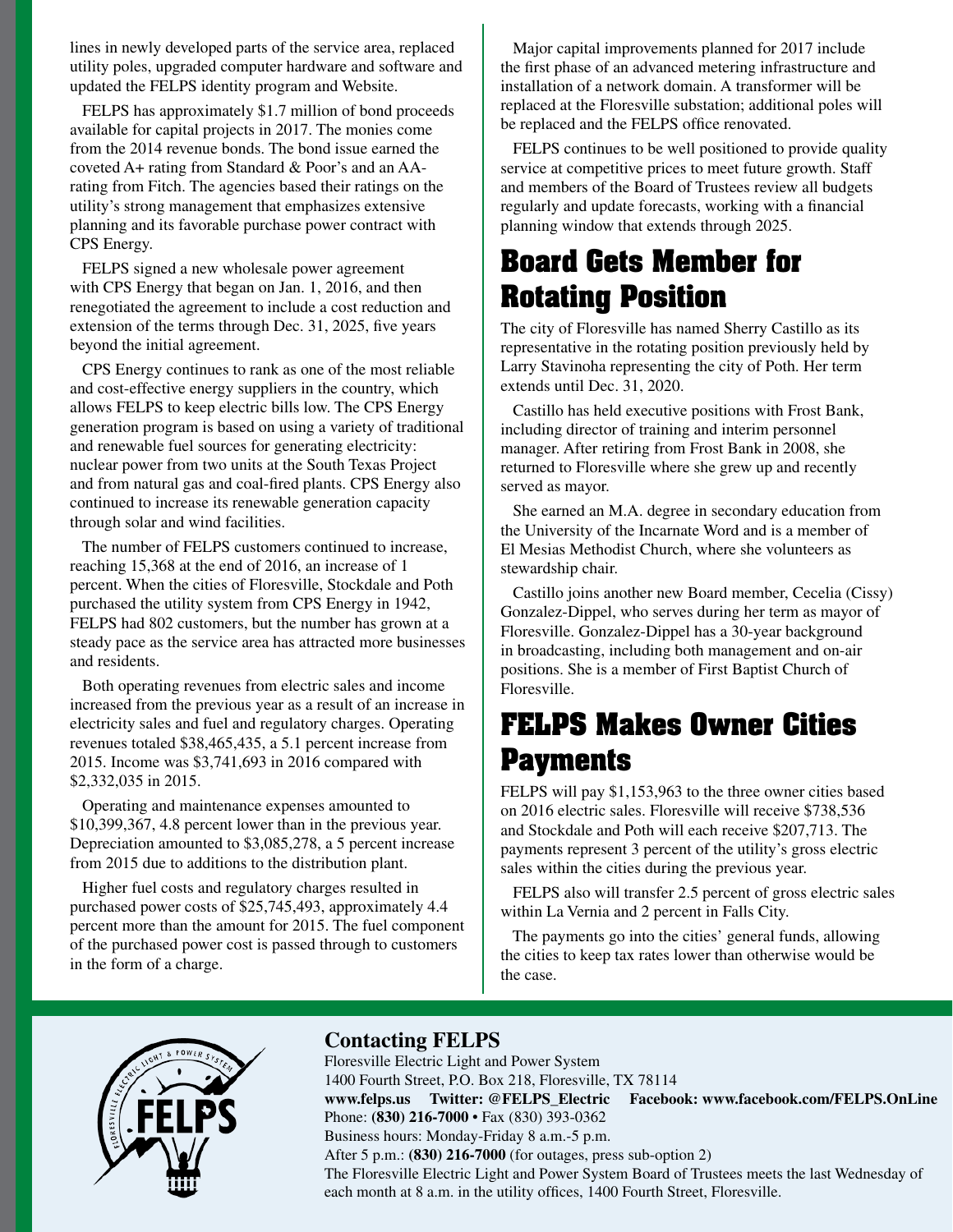lines in newly developed parts of the service area, replaced utility poles, upgraded computer hardware and software and updated the FELPS identity program and Website.

FELPS has approximately $1.7 million of bond proceeds available for capital projects in 2017. The monies come from the 2014 revenue bonds. The bond issue earned the coveted A+ rating from Standard & Poor's and an AA- rating from Fitch. The agencies based their ratings on the utility's strong management that emphasizes extensive planning and its favorable purchase power contract with CPS Energy.

FELPS signed a new wholesale power agreement with CPS Energy that began on Jan. 1, 2016, and then renegotiated the agreement to include a cost reduction and extension of the terms through Dec. 31, 2025, five years beyond the initial agreement.

CPS Energy continues to rank as one of the most reliable and cost-effective energy suppliers in the country, which allows FELPS to keep electric bills low. The CPS Energy generation program is based on using a variety of traditional and renewable fuel sources for generating electricity: nuclear power from two units at the South Texas Project and from natural gas and coal-fired plants. CPS Energy also continued to increase its renewable generation capacity through solar and wind facilities.

The number of FELPS customers continued to increase, reaching 15,368 at the end of 2016, an increase of 1 percent. When the cities of Floresville, Stockdale and Poth purchased the utility system from CPS Energy in 1942, FELPS had 802 customers, but the number has grown at a steady pace as the service area has attracted more businesses and residents.

Both operating revenues from electric sales and income increased from the previous year as a result of an increase in electricity sales and fuel and regulatory charges. Operating revenues totaled $38,465,435, a 5.1 percent increase from 2015. Income was $3,741,693 in 2016 compared with $2,332,035 in 2015.

Operating and maintenance expenses amounted to $10,399,367, 4.8 percent lower than in the previous year. Depreciation amounted to $3,085,278, a 5 percent increase from 2015 due to additions to the distribution plant.

Higher fuel costs and regulatory charges resulted in purchased power costs of $25,745,493, approximately 4.4 percent more than the amount for 2015. The fuel component of the purchased power cost is passed through to customers in the form of a charge.

Major capital improvements planned for 2017 include the first phase of an advanced metering infrastructure and installation of a network domain. A transformer will be replaced at the Floresville substation; additional poles will be replaced and the FELPS office renovated.

FELPS continues to be well positioned to provide quality service at competitive prices to meet future growth. Staff and members of the Board of Trustees review all budgets regularly and update forecasts, working with a financial planning window that extends through 2025.

## Board Gets Member for Rotating Position

The city of Floresville has named Sherry Castillo as its representative in the rotating position previously held by Larry Stavinoha representing the city of Poth. Her term extends until Dec. 31, 2020.

Castillo has held executive positions with Frost Bank, including director of training and interim personnel manager. After retiring from Frost Bank in 2008, she returned to Floresville where she grew up and recently served as mayor.

She earned an M.A. degree in secondary education from the University of the Incarnate Word and is a member of El Mesias Methodist Church, where she volunteers as stewardship chair.

Castillo joins another new Board member, Cecelia (Cissy) Gonzalez-Dippel, who serves during her term as mayor of Floresville. Gonzalez-Dippel has a 30-year background in broadcasting, including both management and on-air positions. She is a member of First Baptist Church of Floresville.

## FELPS Makes Owner Cities Payments

FELPS will pay $1,153,963 to the three owner cities based on 2016 electric sales. Floresville will receive $738,536 and Stockdale and Poth will each receive $207,713. The payments represent 3 percent of the utility's gross electric sales within the cities during the previous year.

FELPS also will transfer 2.5 percent of gross electric sales within La Vernia and 2 percent in Falls City.

The payments go into the cities' general funds, allowing the cities to keep tax rates lower than otherwise would be the case.

### Contacting FELPS

Floresville Electric Light and Power System
1400 Fourth Street, P.O. Box 218, Floresville, TX 78114
**www.felps.us Twitter: @FELPS_Electric Facebook: www.facebook.com/FELPS.OnLine**
Phone: **(830) 216-7000** • Fax (830) 393-0362
Business hours: Monday-Friday 8 a.m.-5 p.m.
After 5 p.m.: **(830) 216-7000** (for outages, press sub-option 2)
The Floresville Electric Light and Power System Board of Trustees meets the last Wednesday of each month at 8 a.m. in the utility offices, 1400 Fourth Street, Floresville.